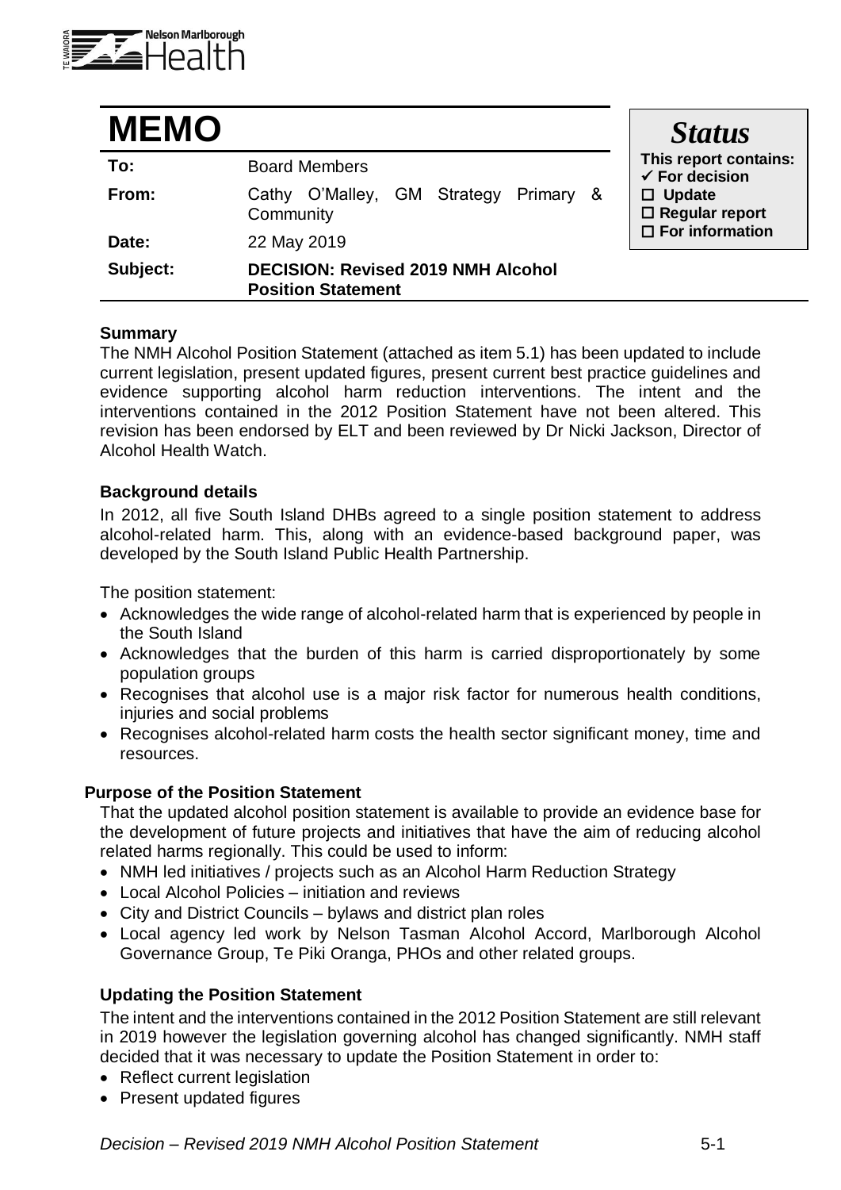# MEMO

| | |
|---|---|
| **To:** | Board Members |
| **From:** | Cathy O'Malley, GM Strategy Primary & Community |
| **Date:** | 22 May 2019 |
| **Subject:** | **DECISION: Revised 2019 NMH Alcohol Position Statement** |

***Status***

**This report contains:**
- ✓ **For decision**
- ☐ **Update**
- ☐ **Regular report**
- ☐ **For information**

### Summary

The NMH Alcohol Position Statement (attached as item 5.1) has been updated to include current legislation, present updated figures, present current best practice guidelines and evidence supporting alcohol harm reduction interventions. The intent and the interventions contained in the 2012 Position Statement have not been altered. This revision has been endorsed by ELT and been reviewed by Dr Nicki Jackson, Director of Alcohol Health Watch.

### Background details

In 2012, all five South Island DHBs agreed to a single position statement to address alcohol-related harm. This, along with an evidence-based background paper, was developed by the South Island Public Health Partnership.

The position statement:

- Acknowledges the wide range of alcohol-related harm that is experienced by people in the South Island
- Acknowledges that the burden of this harm is carried disproportionately by some population groups
- Recognises that alcohol use is a major risk factor for numerous health conditions, injuries and social problems
- Recognises alcohol-related harm costs the health sector significant money, time and resources.

### Purpose of the Position Statement

That the updated alcohol position statement is available to provide an evidence base for the development of future projects and initiatives that have the aim of reducing alcohol related harms regionally. This could be used to inform:

- NMH led initiatives / projects such as an Alcohol Harm Reduction Strategy
- Local Alcohol Policies – initiation and reviews
- City and District Councils – bylaws and district plan roles
- Local agency led work by Nelson Tasman Alcohol Accord, Marlborough Alcohol Governance Group, Te Piki Oranga, PHOs and other related groups.

### Updating the Position Statement

The intent and the interventions contained in the 2012 Position Statement are still relevant in 2019 however the legislation governing alcohol has changed significantly. NMH staff decided that it was necessary to update the Position Statement in order to:

- Reflect current legislation
- Present updated figures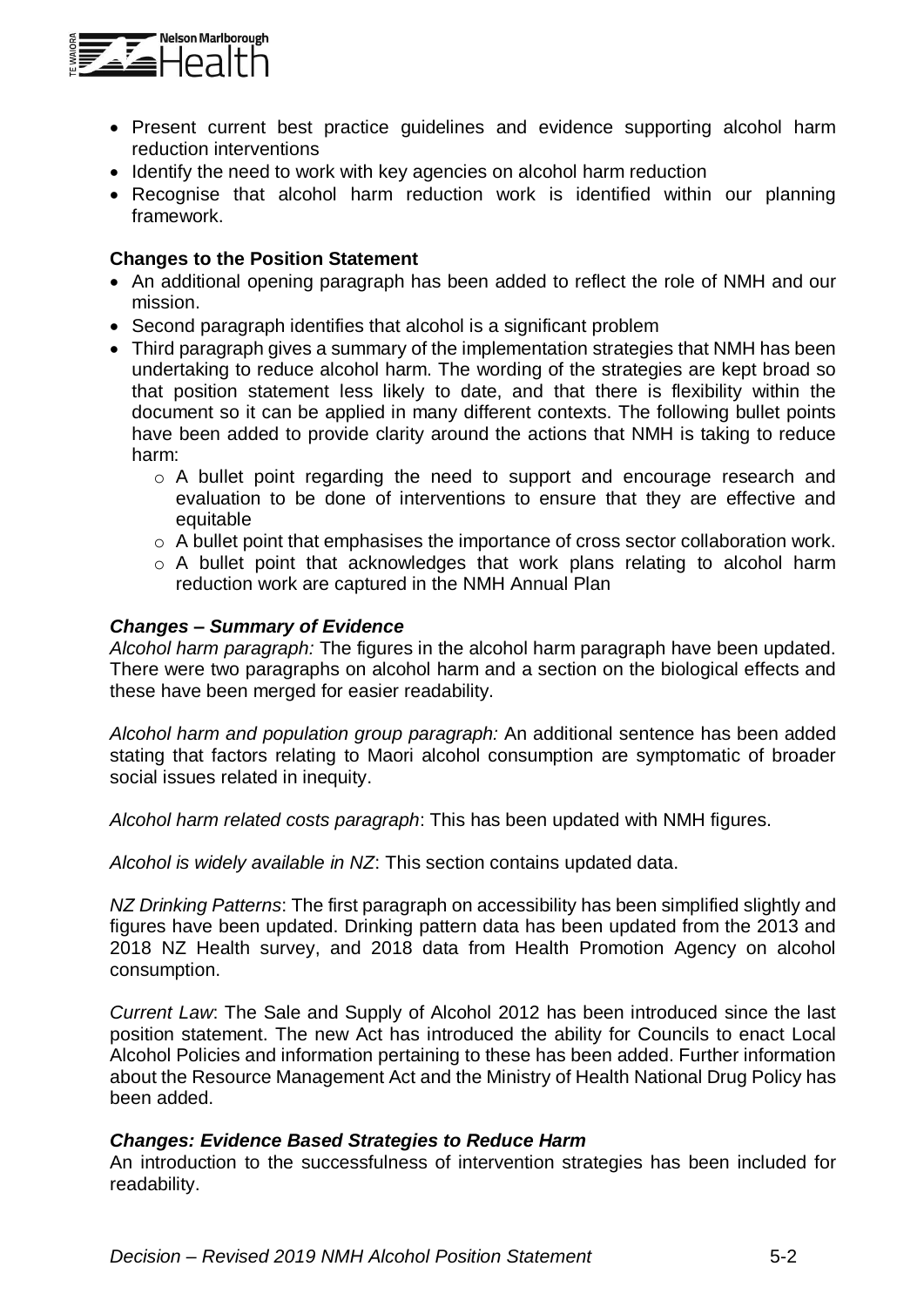- Present current best practice guidelines and evidence supporting alcohol harm reduction interventions
- Identify the need to work with key agencies on alcohol harm reduction
- Recognise that alcohol harm reduction work is identified within our planning framework.

**Changes to the Position Statement**

- An additional opening paragraph has been added to reflect the role of NMH and our mission.
- Second paragraph identifies that alcohol is a significant problem
- Third paragraph gives a summary of the implementation strategies that NMH has been undertaking to reduce alcohol harm. The wording of the strategies are kept broad so that position statement less likely to date, and that there is flexibility within the document so it can be applied in many different contexts. The following bullet points have been added to provide clarity around the actions that NMH is taking to reduce harm:
  - A bullet point regarding the need to support and encourage research and evaluation to be done of interventions to ensure that they are effective and equitable
  - A bullet point that emphasises the importance of cross sector collaboration work.
  - A bullet point that acknowledges that work plans relating to alcohol harm reduction work are captured in the NMH Annual Plan

***Changes – Summary of Evidence***

*Alcohol harm paragraph:* The figures in the alcohol harm paragraph have been updated. There were two paragraphs on alcohol harm and a section on the biological effects and these have been merged for easier readability.

*Alcohol harm and population group paragraph:* An additional sentence has been added stating that factors relating to Maori alcohol consumption are symptomatic of broader social issues related in inequity.

*Alcohol harm related costs paragraph*: This has been updated with NMH figures.

*Alcohol is widely available in NZ*: This section contains updated data.

*NZ Drinking Patterns*: The first paragraph on accessibility has been simplified slightly and figures have been updated. Drinking pattern data has been updated from the 2013 and 2018 NZ Health survey, and 2018 data from Health Promotion Agency on alcohol consumption.

*Current Law*: The Sale and Supply of Alcohol 2012 has been introduced since the last position statement. The new Act has introduced the ability for Councils to enact Local Alcohol Policies and information pertaining to these has been added. Further information about the Resource Management Act and the Ministry of Health National Drug Policy has been added.

***Changes: Evidence Based Strategies to Reduce Harm***

An introduction to the successfulness of intervention strategies has been included for readability.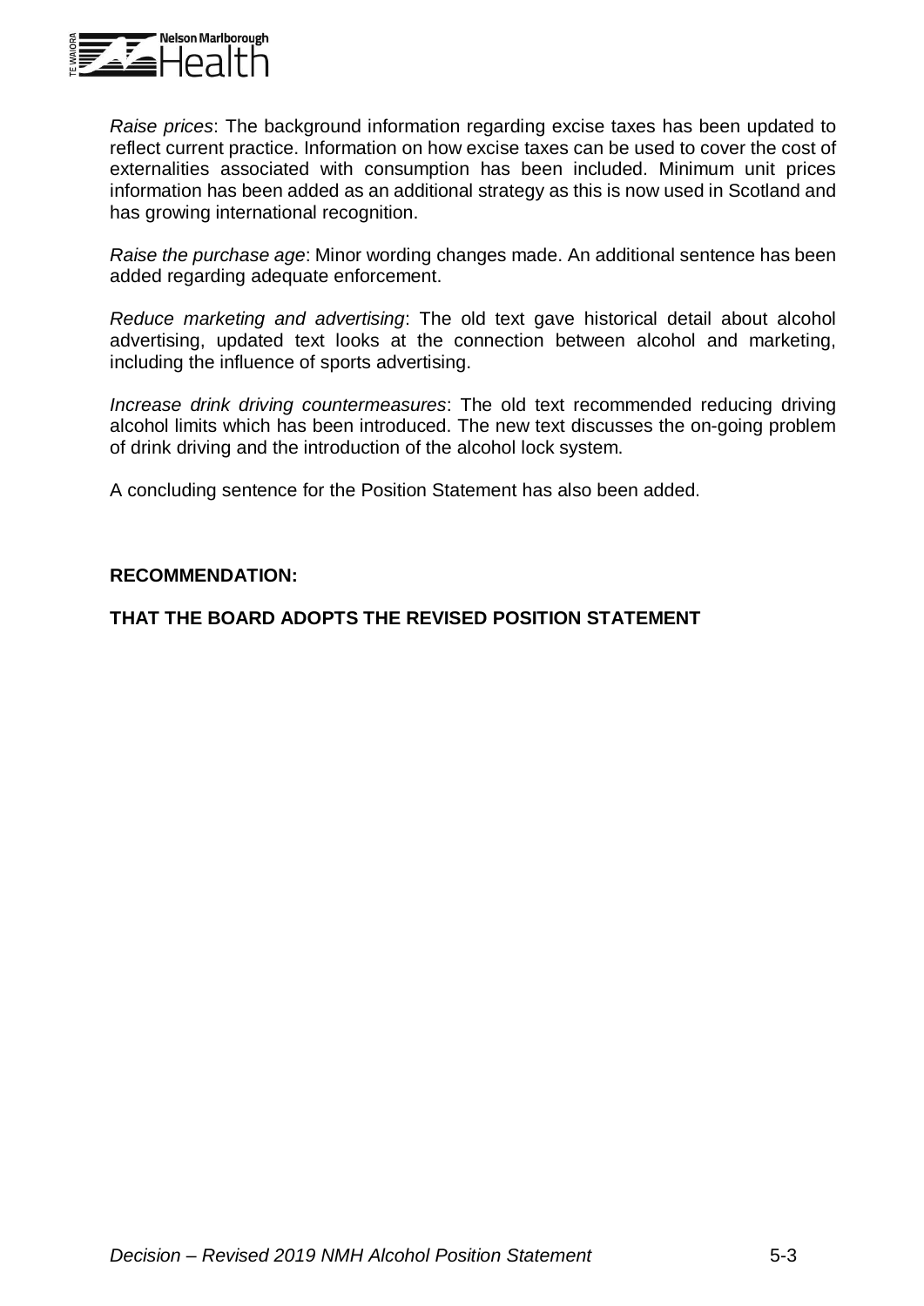*Raise prices*: The background information regarding excise taxes has been updated to reflect current practice. Information on how excise taxes can be used to cover the cost of externalities associated with consumption has been included. Minimum unit prices information has been added as an additional strategy as this is now used in Scotland and has growing international recognition.

*Raise the purchase age*: Minor wording changes made. An additional sentence has been added regarding adequate enforcement.

*Reduce marketing and advertising*: The old text gave historical detail about alcohol advertising, updated text looks at the connection between alcohol and marketing, including the influence of sports advertising.

*Increase drink driving countermeasures*: The old text recommended reducing driving alcohol limits which has been introduced. The new text discusses the on-going problem of drink driving and the introduction of the alcohol lock system.

A concluding sentence for the Position Statement has also been added.

**RECOMMENDATION:**

**THAT THE BOARD ADOPTS THE REVISED POSITION STATEMENT**